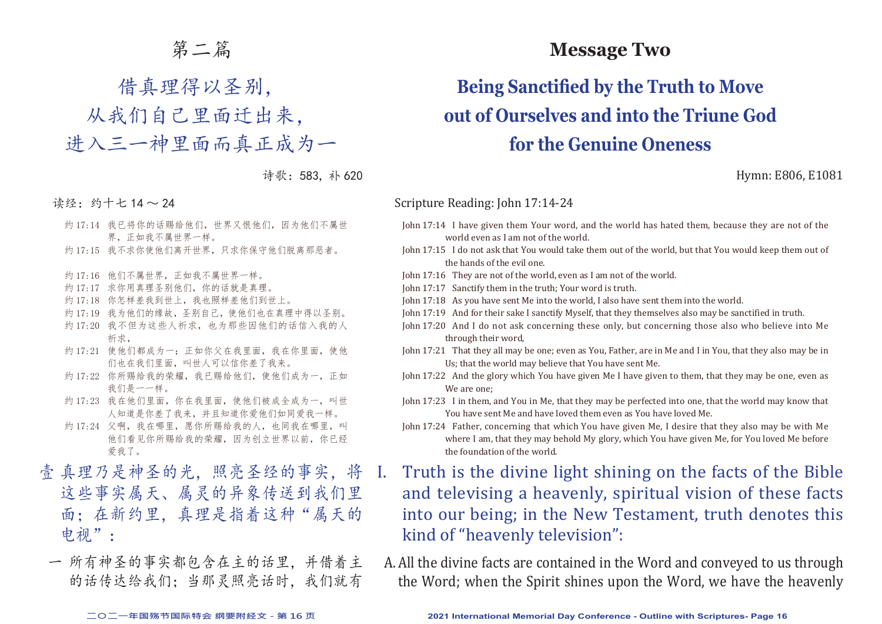# 第二篇

## 借真理得以圣别，从我们自己里面迁出来，进入三一神里面而真正成为一

诗歌：583，补 620

读经：约十七 14 ～ 24

约 17:14 我已将你的话赐给他们，世界又恨他们，因为他们不属世界，正如我不属世界一样。

约 17:15 我不求你使他们离开世界，只求你保守他们脱离那恶者。

约 17:16 他们不属世界，正如我不属世界一样。

约 17:17 求你用真理圣别他们，你的话就是真理。

约 17:18 你怎样差我到世上，我也照样差他们到世上。

约 17:19 我为他们的缘故，圣别自己，使他们也在真理中得以圣别。

约 17:20 我不但为这些人祈求，也为那些因他们的话信入我的人祈求，

约 17:21 使他们都成为一；正如你父在我里面，我在你里面，使他们也在我们里面，叫世人可以信你差了我来。

约 17:22 你所赐给我的荣耀，我已赐给他们，使他们成为一，正如我们是一一样。

约 17:23 我在他们里面，你在我里面，使他们被成全成为一，叫世人知道是你差了我来，并且知道你爱他们如同爱我一样。

约 17:24 父啊，我在哪里，愿你所赐给我的人，也同我在哪里，叫他们看见你所赐给我的荣耀，因为创立世界以前，你已经爱我了。

壹 真理乃是神圣的光，照亮圣经的事实，将这些事实属天、属灵的异象传送到我们里面；在新约里，真理是指着这种"属天的电视"：

一 所有神圣的事实都包含在主的话里，并借着主的话传达给我们；当那灵照亮话时，我们就有

# Message Two

## Being Sanctified by the Truth to Move out of Ourselves and into the Triune God for the Genuine Oneness

Hymn: E806, E1081

Scripture Reading: John 17:14-24

John 17:14 I have given them Your word, and the world has hated them, because they are not of the world even as I am not of the world.

John 17:15 I do not ask that You would take them out of the world, but that You would keep them out of the hands of the evil one.

John 17:16 They are not of the world, even as I am not of the world.

John 17:17 Sanctify them in the truth; Your word is truth.

John 17:18 As you have sent Me into the world, I also have sent them into the world.

John 17:19 And for their sake I sanctify Myself, that they themselves also may be sanctified in truth.

John 17:20 And I do not ask concerning these only, but concerning those also who believe into Me through their word,

John 17:21 That they all may be one; even as You, Father, are in Me and I in You, that they also may be in Us; that the world may believe that You have sent Me.

John 17:22 And the glory which You have given Me I have given to them, that they may be one, even as We are one;

John 17:23 I in them, and You in Me, that they may be perfected into one, that the world may know that You have sent Me and have loved them even as You have loved Me.

John 17:24 Father, concerning that which You have given Me, I desire that they also may be with Me where I am, that they may behold My glory, which You have given Me, for You loved Me before the foundation of the world.

I. Truth is the divine light shining on the facts of the Bible and televising a heavenly, spiritual vision of these facts into our being; in the New Testament, truth denotes this kind of "heavenly television":

A. All the divine facts are contained in the Word and conveyed to us through the Word; when the Spirit shines upon the Word, we have the heavenly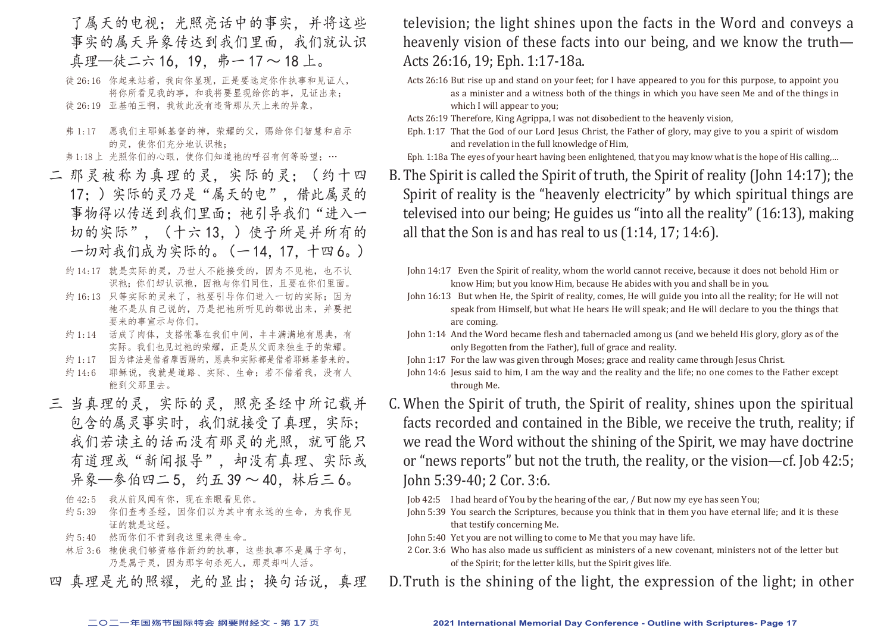了属天的电视；光照亮话中的事实，并将这些事实的属天异象传达到我们里面，我们就认识真理—徒二六16，19，弗一17～18上。

徒 26:16 你起来站着，我向你显现，正是要选定你作执事和见证人，将你所看见我的事，和我将要显现给你的事，见证出来；
徒 26:19 亚基帕王啊，我故此没有违背那从天上来的异象，

弗 1:17 愿我们主耶稣基督的神，荣耀的父，赐给你们智慧和启示的灵，使你们充分地认识祂；
弗 1:18 上 光照你们的心眼，使你们知道祂的呼召有何等盼望；…

二 那灵被称为真理的灵，实际的灵；（约十四17；）实际的灵乃是"属天的电"，借此属灵的事物得以传送到我们里面；祂引导我们"进入一切的实际"，（十六13，）使子所是并所有的一切对我们成为实际的。（一14，17，十四6。）

约 14:17 就是实际的灵，乃世人不能接受的，因为不见祂，也不认识祂；你们却认识祂，因祂与你们同住，且要在你们里面。
约 16:13 只等实际的灵来了，祂要引导你们进入一切的实际；因为祂不是从自己说的，乃是把祂所听见的都说出来，并要把要来的事宣示与你们。
约 1:14 话成了肉体，支搭帐幕在我们中间，丰丰满满地有恩典，有实际。我们也见过祂的荣耀，正是从父而来独生子的荣耀。
约 1:17 因为律法是借着摩西赐的，恩典和实际都是借着耶稣基督来的。
约 14:6 耶稣说，我就是道路、实际、生命；若不借着我，没有人能到父那里去。

三 当真理的灵，实际的灵，照亮圣经中所记载并包含的属灵事实时，我们就接受了真理，实际；我们若读主的话而没有那灵的光照，就可能只有道理或"新闻报导"，却没有真理、实际或异象—参伯四二5，约五39～40，林后三6。

伯 42:5 我从前风闻有你，现在亲眼看见你。
约 5:39 你们查考圣经，因你们以为其中有永远的生命，为我作见证的就是这经。
约 5:40 然而你们不肯到我这里来得生命。
林后 3:6 祂使我们够资格作新约的执事，这些执事不是属于字句，乃是属于灵，因为那字句杀死人，那灵却叫人活。

四 真理是光的照耀，光的显出；换句话说，真理

television; the light shines upon the facts in the Word and conveys a heavenly vision of these facts into our being, and we know the truth—Acts 26:16, 19; Eph. 1:17-18a.

Acts 26:16 But rise up and stand on your feet; for I have appeared to you for this purpose, to appoint you as a minister and a witness both of the things in which you have seen Me and of the things in which I will appear to you;
Acts 26:19 Therefore, King Agrippa, I was not disobedient to the heavenly vision,
Eph. 1:17 That the God of our Lord Jesus Christ, the Father of glory, may give to you a spirit of wisdom and revelation in the full knowledge of Him,
Eph. 1:18a The eyes of your heart having been enlightened, that you may know what is the hope of His calling,…

B. The Spirit is called the Spirit of truth, the Spirit of reality (John 14:17); the Spirit of reality is the "heavenly electricity" by which spiritual things are televised into our being; He guides us "into all the reality" (16:13), making all that the Son is and has real to us (1:14, 17; 14:6).

John 14:17 Even the Spirit of reality, whom the world cannot receive, because it does not behold Him or know Him; but you know Him, because He abides with you and shall be in you.
John 16:13 But when He, the Spirit of reality, comes, He will guide you into all the reality; for He will not speak from Himself, but what He hears He will speak; and He will declare to you the things that are coming.
John 1:14 And the Word became flesh and tabernacled among us (and we beheld His glory, glory as of the only Begotten from the Father), full of grace and reality.
John 1:17 For the law was given through Moses; grace and reality came through Jesus Christ.
John 14:6 Jesus said to him, I am the way and the reality and the life; no one comes to the Father except through Me.

C. When the Spirit of truth, the Spirit of reality, shines upon the spiritual facts recorded and contained in the Bible, we receive the truth, reality; if we read the Word without the shining of the Spirit, we may have doctrine or "news reports" but not the truth, the reality, or the vision—cf. Job 42:5; John 5:39-40; 2 Cor. 3:6.

Job 42:5 I had heard of You by the hearing of the ear, / But now my eye has seen You;
John 5:39 You search the Scriptures, because you think that in them you have eternal life; and it is these that testify concerning Me.
John 5:40 Yet you are not willing to come to Me that you may have life.
2 Cor. 3:6 Who has also made us sufficient as ministers of a new covenant, ministers not of the letter but of the Spirit; for the letter kills, but the Spirit gives life.

D. Truth is the shining of the light, the expression of the light; in other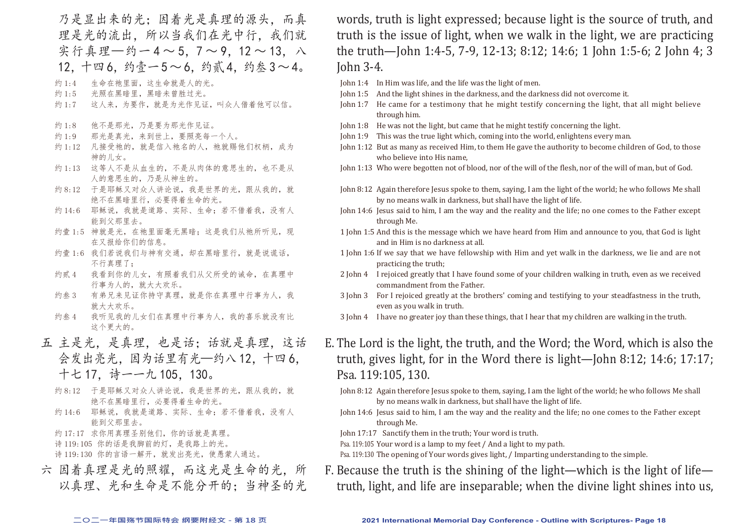乃是显出来的光；因着光是真理的源头，而真理是光的流出，所以当我们在光中行，我们就实行真理—约一4～5，7～9，12～13，八12，十四6，约壹一5～6，约贰4，约叁3～4。

约1:4　生命在祂里面，这生命就是人的光。
约1:5　光照在黑暗里，黑暗未曾胜过光。
约1:7　这人来，为要作，就是为光作见证，叫众人借着他可以信。
约1:8　他不是那光，乃是要为那光作见证。
约1:9　那光是真光，来到世上，要照亮每一个人。
约1:12　凡接受祂的，就是信入祂名的人，祂就赐他们权柄，成为神的儿女。
约1:13　这等人不是从血生的，不是从肉体的意思生的，也不是从人的意思生的，乃是从神生的。
约8:12　于是耶稣又对众人讲论说，我是世界的光，跟从我的，就绝不在黑暗里行，必要得着生命的光。
约14:6　耶稣说，我就是道路、实际、生命；若不借着我，没有人能到父那里去。
约壹1:5　神就是光，在祂里面毫无黑暗；这是我们从祂所听见，现在又报给你们的信息。
约壹1:6　我们若说我们与神有交通，却在黑暗里行，就是说谎话，不行真理了；
约贰4　我看到你的儿女，有照着我们从父所受的诫命，在真理中行事为人的，就大大欢乐。
约叁3　有弟兄来见证你持守真理，就是你在真理中行事为人，我就大大欢乐。
约叁4　我听见我的儿女们在真理中行事为人，我的喜乐就没有比这个更大的。

五　主是光，是真理，也是话；话就是真理，这话会发出亮光，因为话里有光—约八12，十四6，十七17，诗一一九105，130。

约8:12　于是耶稣又对众人讲论说，我是世界的光，跟从我的，就绝不在黑暗里行，必要得着生命的光。
约14:6　耶稣说，我就是道路、实际、生命；若不借着我，没有人能到父那里去。
约17:17　求你用真理圣别他们，你的话就是真理。
诗119:105　你的话是我脚前的灯，是我路上的光。
诗119:130　你的言语一解开，就发出亮光，使愚蒙人通达。

六　因着真理是光的照耀，而这光是生命的光，所以真理、光和生命是不能分开的；当神圣的光

words, truth is light expressed; because light is the source of truth, and truth is the issue of light, when we walk in the light, we are practicing the truth—John 1:4-5, 7-9, 12-13; 8:12; 14:6; 1 John 1:5-6; 2 John 4; 3 John 3-4.

John 1:4　In Him was life, and the life was the light of men.
John 1:5　And the light shines in the darkness, and the darkness did not overcome it.
John 1:7　He came for a testimony that he might testify concerning the light, that all might believe through him.
John 1:8　He was not the light, but came that he might testify concerning the light.
John 1:9　This was the true light which, coming into the world, enlightens every man.
John 1:12　But as many as received Him, to them He gave the authority to become children of God, to those who believe into His name,
John 1:13　Who were begotten not of blood, nor of the will of the flesh, nor of the will of man, but of God.
John 8:12　Again therefore Jesus spoke to them, saying, I am the light of the world; he who follows Me shall by no means walk in darkness, but shall have the light of life.
John 14:6　Jesus said to him, I am the way and the reality and the life; no one comes to the Father except through Me.
1 John 1:5　And this is the message which we have heard from Him and announce to you, that God is light and in Him is no darkness at all.
1 John 1:6　If we say that we have fellowship with Him and yet walk in the darkness, we lie and are not practicing the truth;
2 John 4　I rejoiced greatly that I have found some of your children walking in truth, even as we received commandment from the Father.
3 John 3　For I rejoiced greatly at the brothers' coming and testifying to your steadfastness in the truth, even as you walk in truth.
3 John 4　I have no greater joy than these things, that I hear that my children are walking in the truth.

E. The Lord is the light, the truth, and the Word; the Word, which is also the truth, gives light, for in the Word there is light—John 8:12; 14:6; 17:17; Psa. 119:105, 130.

John 8:12　Again therefore Jesus spoke to them, saying, I am the light of the world; he who follows Me shall by no means walk in darkness, but shall have the light of life.
John 14:6　Jesus said to him, I am the way and the reality and the life; no one comes to the Father except through Me.
John 17:17　Sanctify them in the truth; Your word is truth.
Psa. 119:105　Your word is a lamp to my feet / And a light to my path.
Psa. 119:130　The opening of Your words gives light, / Imparting understanding to the simple.

F. Because the truth is the shining of the light—which is the light of life—truth, light, and life are inseparable; when the divine light shines into us,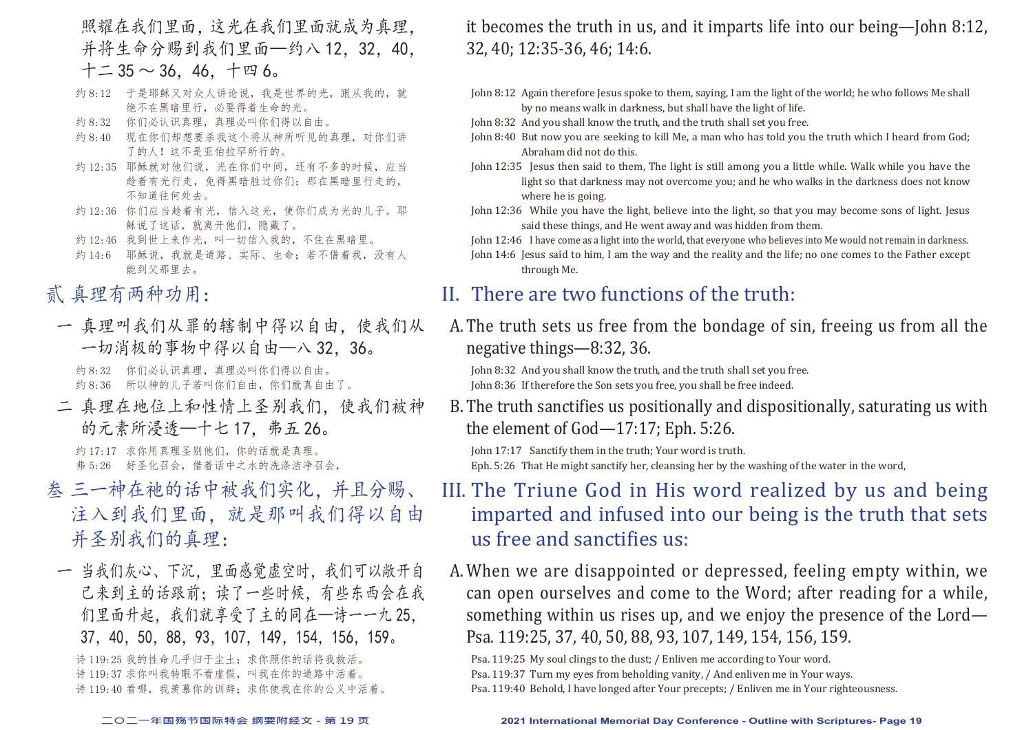照耀在我们里面，这光在我们里面就成为真理，并将生命分赐到我们里面—约八12，32，40，十二35～36，46，十四6。

约8:12　于是耶稣又对众人讲论说，我是世界的光，跟从我的，就绝不在黑暗里行，必要得着生命的光。
约8:32　你们必认识真理，真理必叫你们得以自由。
约8:40　现在你们却想要杀我这个将从神所听见的真理，对你们讲了的人！这不是亚伯拉罕所行的。
约12:35　耶稣就对他们说，光在你们中间，还有不多的时候，应当趁着有光行走，免得黑暗胜过你们；那在黑暗里行走的，不知道往何处去。
约12:36　你们应当趁着有光，信入这光，使你们成为光的儿子。耶稣说了这话，就离开他们，隐藏了。
约12:46　我到世上来作光，叫一切信入我的，不住在黑暗里。
约14:6　耶稣说，我就是道路、实际、生命；若不借着我，没有人能到父那里去。

## 贰　真理有两种功用：

一　真理叫我们从罪的辖制中得以自由，使我们从一切消极的事物中得以自由—八32，36。

约8:32　你们必认识真理，真理必叫你们得以自由。
约8:36　所以神的儿子若叫你们自由，你们就真自由了。

二　真理在地位上和性情上圣别我们，使我们被神的元素所浸透—十七17，弗五26。

约17:17　求你用真理圣别他们，你的话就是真理。
弗5:26　好圣化召会，借着话中之水的洗涤洁净召会，

## 叁　三一神在祂的话中被我们实化，并且分赐、注入到我们里面，就是那叫我们得以自由并圣别我们的真理：

一　当我们灰心、下沉，里面感觉虚空时，我们可以敞开自己来到主的话跟前；读了一些时候，有些东西会在我们里面升起，我们就享受了主的同在—诗一一九25，37，40，50，88，93，107，149，154，156，159。

诗119:25 我的性命几乎归于尘土；求你照你的话将我救活。
诗119:37 求你叫我转眼不看虚假，叫我在你的道路中活着。
诗119:40 看哪，我羡慕你的训辞；求你使我在你的公义中活着。

it becomes the truth in us, and it imparts life into our being—John 8:12, 32, 40; 12:35-36, 46; 14:6.

John 8:12　Again therefore Jesus spoke to them, saying, I am the light of the world; he who follows Me shall by no means walk in darkness, but shall have the light of life.
John 8:32　And you shall know the truth, and the truth shall set you free.
John 8:40　But now you are seeking to kill Me, a man who has told you the truth which I heard from God; Abraham did not do this.
John 12:35　Jesus then said to them, The light is still among you a little while. Walk while you have the light so that darkness may not overcome you; and he who walks in the darkness does not know where he is going.
John 12:36　While you have the light, believe into the light, so that you may become sons of light. Jesus said these things, and He went away and was hidden from them.
John 12:46　I have come as a light into the world, that everyone who believes into Me would not remain in darkness.
John 14:6　Jesus said to him, I am the way and the reality and the life; no one comes to the Father except through Me.

## II. There are two functions of the truth:

A. The truth sets us free from the bondage of sin, freeing us from all the negative things—8:32, 36.

John 8:32　And you shall know the truth, and the truth shall set you free.
John 8:36　If therefore the Son sets you free, you shall be free indeed.

B. The truth sanctifies us positionally and dispositionally, saturating us with the element of God—17:17; Eph. 5:26.

John 17:17　Sanctify them in the truth; Your word is truth.
Eph. 5:26　That He might sanctify her, cleansing her by the washing of the water in the word,

## III. The Triune God in His word realized by us and being imparted and infused into our being is the truth that sets us free and sanctifies us:

A. When we are disappointed or depressed, feeling empty within, we can open ourselves and come to the Word; after reading for a while, something within us rises up, and we enjoy the presence of the Lord—Psa. 119:25, 37, 40, 50, 88, 93, 107, 149, 154, 156, 159.

Psa. 119:25　My soul clings to the dust; / Enliven me according to Your word.
Psa. 119:37　Turn my eyes from beholding vanity, / And enliven me in Your ways.
Psa. 119:40　Behold, I have longed after Your precepts; / Enliven me in Your righteousness.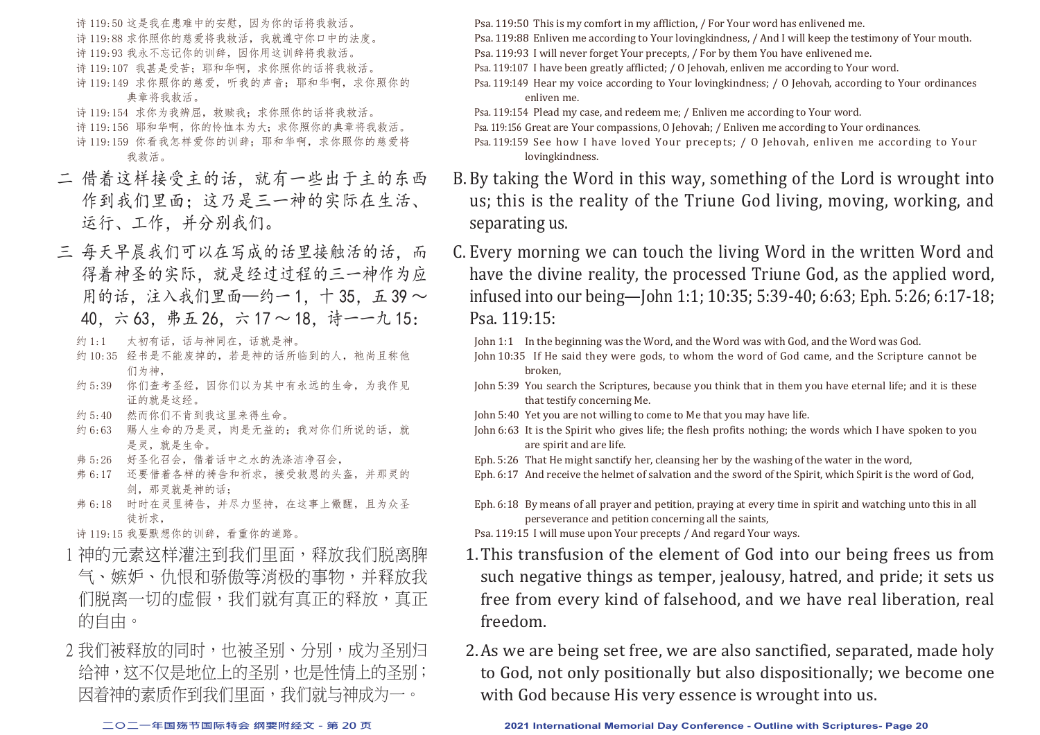诗 119:50 这是我在患难中的安慰，因为你的话将我救活。
诗 119:88 求你照你的慈爱将我救活，我就遵守你口中的法度。
诗 119:93 我永不忘记你的训辞，因你用这训辞将我救活。
诗 119:107 我甚是受苦；耶和华啊，求你照你的话将我救活。
诗 119:149 求你照你的慈爱，听我的声音；耶和华啊，求你照你的典章将我救活。
诗 119:154 求你为我辨屈，救赎我；求你照你的话将我救活。
诗 119:156 耶和华啊，你的怜恤本为大；求你照你的典章将我救活。
诗 119:159 你看我怎样爱你的训辞；耶和华啊，求你照你的慈爱将我救活。

二 借着这样接受主的话，就有一些出于主的东西作到我们里面；这乃是三一神的实际在生活、运行、工作，并分别我们。

三 每天早晨我们可以在写成的话里接触活的话，而得着神圣的实际，就是经过过程的三一神作为应用的话，注入我们里面—约一1，十35，五39～40，六63，弗五26，六17～18，诗一一九15：

约 1:1 太初有话，话与神同在，话就是神。
约 10:35 经书是不能废掉的，若是神的话所临到的人，祂尚且称他们为神，
约 5:39 你们查考圣经，因你们以为其中有永远的生命，为我作见证的就是这经。
约 5:40 然而你们不肯到我这里来得生命。
约 6:63 赐人生命的乃是灵，肉是无益的；我对你们所说的话，就是灵，就是生命。
弗 5:26 好圣化召会，借着话中之水的洗涤洁净召会，
弗 6:17 还要借着各样的祷告和祈求，接受救恩的头盔，并那灵的剑，那灵就是神的话；
弗 6:18 时时在灵里祷告，并尽力坚持，在这事上儆醒，且为众圣徒祈求，
诗 119:15 我要默想你的训辞，看重你的道路。

1 神的元素这样灌注到我们里面，释放我们脱离脾气、嫉妒、仇恨和骄傲等消极的事物，并释放我们脱离一切的虚假，我们就有真正的释放，真正的自由。

2 我们被释放的同时，也被圣别、分别，成为圣别归给神，这不仅是地位上的圣别，也是性情上的圣别；因着神的素质作到我们里面，我们就与神成为一。

Psa. 119:50 This is my comfort in my affliction, / For Your word has enlivened me.
Psa. 119:88 Enliven me according to Your lovingkindness, / And I will keep the testimony of Your mouth.
Psa. 119:93 I will never forget Your precepts, / For by them You have enlivened me.
Psa. 119:107 I have been greatly afflicted; / O Jehovah, enliven me according to Your word.
Psa. 119:149 Hear my voice according to Your lovingkindness; / O Jehovah, according to Your ordinances enliven me.
Psa. 119:154 Plead my case, and redeem me; / Enliven me according to Your word.
Psa. 119:156 Great are Your compassions, O Jehovah; / Enliven me according to Your ordinances.
Psa. 119:159 See how I have loved Your precepts; / O Jehovah, enliven me according to Your lovingkindness.

B. By taking the Word in this way, something of the Lord is wrought into us; this is the reality of the Triune God living, moving, working, and separating us.

C. Every morning we can touch the living Word in the written Word and have the divine reality, the processed Triune God, as the applied word, infused into our being—John 1:1; 10:35; 5:39-40; 6:63; Eph. 5:26; 6:17-18; Psa. 119:15:

John 1:1 In the beginning was the Word, and the Word was with God, and the Word was God.
John 10:35 If He said they were gods, to whom the word of God came, and the Scripture cannot be broken,
John 5:39 You search the Scriptures, because you think that in them you have eternal life; and it is these that testify concerning Me.
John 5:40 Yet you are not willing to come to Me that you may have life.
John 6:63 It is the Spirit who gives life; the flesh profits nothing; the words which I have spoken to you are spirit and are life.
Eph. 5:26 That He might sanctify her, cleansing her by the washing of the water in the word,
Eph. 6:17 And receive the helmet of salvation and the sword of the Spirit, which Spirit is the word of God,
Eph. 6:18 By means of all prayer and petition, praying at every time in spirit and watching unto this in all perseverance and petition concerning all the saints,
Psa. 119:15 I will muse upon Your precepts / And regard Your ways.

1. This transfusion of the element of God into our being frees us from such negative things as temper, jealousy, hatred, and pride; it sets us free from every kind of falsehood, and we have real liberation, real freedom.

2. As we are being set free, we are also sanctified, separated, made holy to God, not only positionally but also dispositionally; we become one with God because His very essence is wrought into us.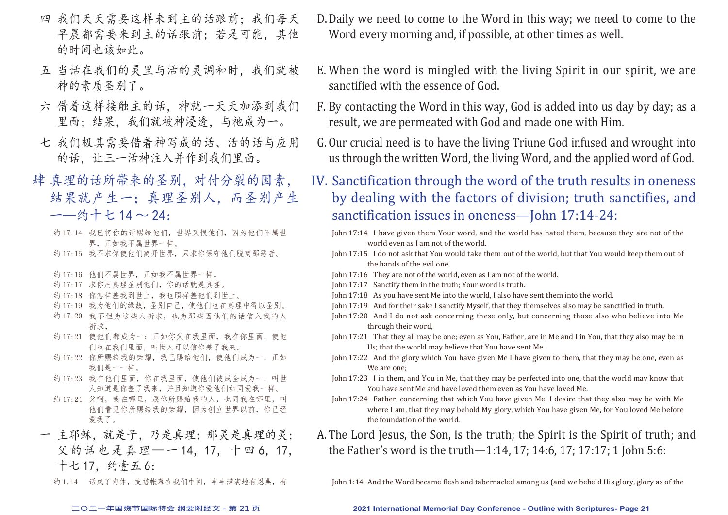四 我们天天需要这样来到主的话跟前；我们每天早晨都需要来到主的话跟前；若是可能，其他的时间也该如此。

五 当话在我们的灵里与活的灵调和时，我们就被神的素质圣别了。

六 借着这样接触主的话，神就一天天加添到我们里面；结果，我们就被神浸透，与祂成为一。

七 我们极其需要借着神写成的话、活的话与应用的话，让三一活神注入并作到我们里面。

## 肆 真理的话所带来的圣别，对付分裂的因素，结果就产生一；真理圣别人，而圣别产生一——约十七14～24：

约17:14 我已将你的话赐给他们，世界又恨他们，因为他们不属世界，正如我不属世界一样。
约17:15 我不求你使他们离开世界，只求你保守他们脱离那恶者。
约17:16 他们不属世界，正如我不属世界一样。
约17:17 求你用真理圣别他们，你的话就是真理。
约17:18 你怎样差我到世上，我也照样差他们到世上。
约17:19 我为他们的缘故，圣别自己，使他们也在真理中得以圣别。
约17:20 我不但为这些人祈求，也为那些因他们的话信入我的人祈求，
约17:21 使他们都成为一；正如你父在我里面，我在你里面，使他们也在我们里面，叫世人可以信你差了我来。
约17:22 你所赐给我的荣耀，我已赐给他们，使他们成为一，正如我们是一一样。
约17:23 我在他们里面，你在我里面，使他们被成全成为一，叫世人知道是你差了我来，并且知道你爱他们如同爱我一样。
约17:24 父啊，我在哪里，愿你所赐给我的人，也同我在哪里，叫他们看见你所赐给我的荣耀，因为创立世界以前，你已经爱我了。

一 主耶稣，就是子，乃是真理；那灵是真理的灵；父的话也是真理——一14，17，十四6，17，十七17，约壹五6：

约1:14 话成了肉体，支搭帐幕在我们中间，丰丰满满地有恩典，有

D. Daily we need to come to the Word in this way; we need to come to the Word every morning and, if possible, at other times as well.

E. When the word is mingled with the living Spirit in our spirit, we are sanctified with the essence of God.

F. By contacting the Word in this way, God is added into us day by day; as a result, we are permeated with God and made one with Him.

G. Our crucial need is to have the living Triune God infused and wrought into us through the written Word, the living Word, and the applied word of God.

## IV. Sanctification through the word of the truth results in oneness by dealing with the factors of division; truth sanctifies, and sanctification issues in oneness—John 17:14-24:

John 17:14 I have given them Your word, and the world has hated them, because they are not of the world even as I am not of the world.
John 17:15 I do not ask that You would take them out of the world, but that You would keep them out of the hands of the evil one.
John 17:16 They are not of the world, even as I am not of the world.
John 17:17 Sanctify them in the truth; Your word is truth.
John 17:18 As you have sent Me into the world, I also have sent them into the world.
John 17:19 And for their sake I sanctify Myself, that they themselves also may be sanctified in truth.
John 17:20 And I do not ask concerning these only, but concerning those also who believe into Me through their word,
John 17:21 That they all may be one; even as You, Father, are in Me and I in You, that they also may be in Us; that the world may believe that You have sent Me.
John 17:22 And the glory which You have given Me I have given to them, that they may be one, even as We are one;
John 17:23 I in them, and You in Me, that they may be perfected into one, that the world may know that You have sent Me and have loved them even as You have loved Me.
John 17:24 Father, concerning that which You have given Me, I desire that they also may be with Me where I am, that they may behold My glory, which You have given Me, for You loved Me before the foundation of the world.

A. The Lord Jesus, the Son, is the truth; the Spirit is the Spirit of truth; and the Father's word is the truth—1:14, 17; 14:6, 17; 17:17; 1 John 5:6:

John 1:14 And the Word became flesh and tabernacled among us (and we beheld His glory, glory as of the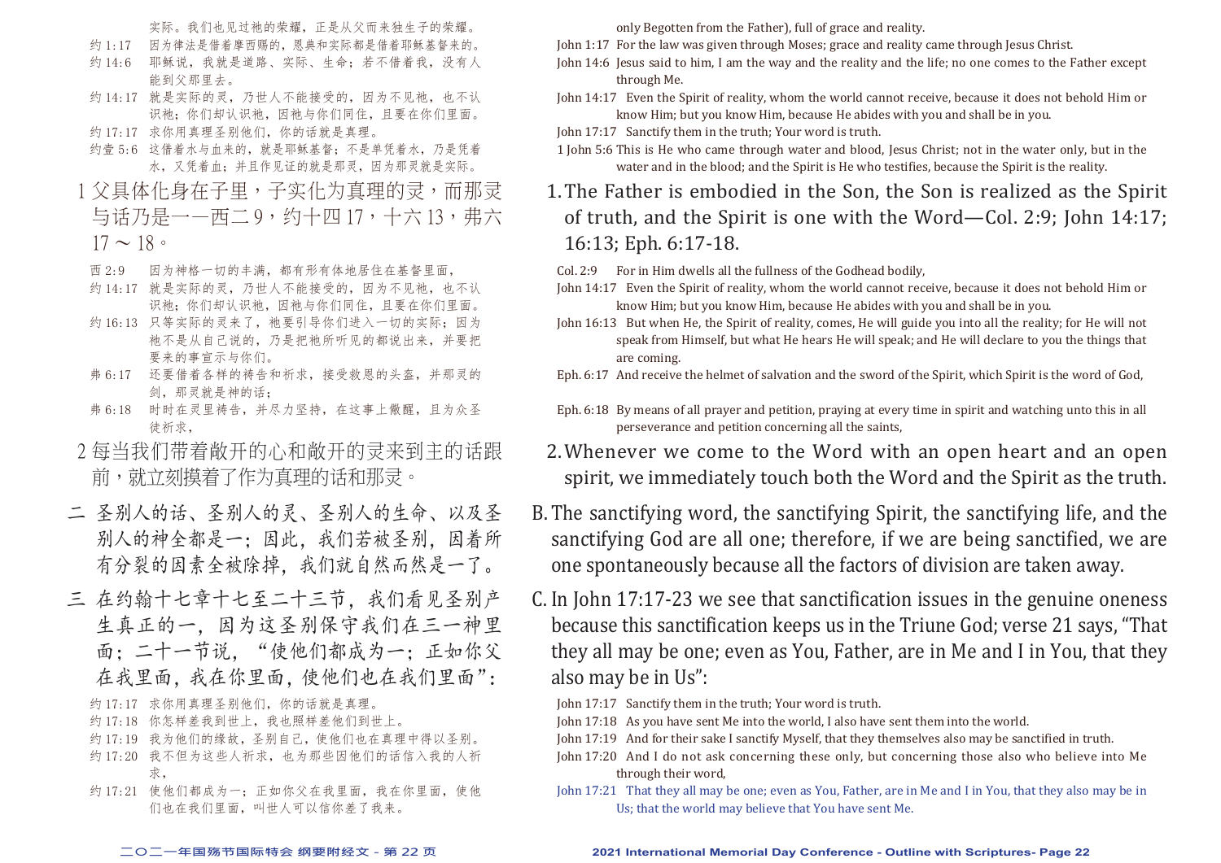实际。我们也见过祂的荣耀，正是从父而来独生子的荣耀。

约 1:17 因为律法是借着摩西赐的，恩典和实际都是借着耶稣基督来的。

约 14:6 耶稣说，我就是道路、实际、生命；若不借着我，没有人能到父那里去。

约 14:17 就是实际的灵，乃世人不能接受的，因为不见祂，也不认识祂；你们却认识祂，因祂与你们同住，且要在你们里面。

约 17:17 求你用真理圣别他们，你的话就是真理。

约壹 5:6 这借着水与血来的，就是耶稣基督；不是单凭着水，乃是凭着水，又凭着血；并且作见证的就是那灵，因为那灵就是实际。

1 父具体化身在子里，子实化为真理的灵，而那灵与话乃是一—西二 9，约十四 17，十六 13，弗六 17 ～ 18。

西 2:9 因为神格一切的丰满，都有形有体地居住在基督里面，

约 14:17 就是实际的灵，乃世人不能接受的，因为不见祂，也不认识祂；你们却认识祂，因祂与你们同住，且要在你们里面。

约 16:13 只等实际的灵来了，祂要引导你们进入一切的实际；因为祂不是从自己说的，乃是把祂所听见的都说出来，并要把要来的事宣示与你们。

弗 6:17 还要借着各样的祷告和祈求，接受救恩的头盔，并那灵的剑，那灵就是神的话；

弗 6:18 时时在灵里祷告，并尽力坚持，在这事上儆醒，且为众圣徒祈求，

2 每当我们带着敞开的心和敞开的灵来到主的话跟前，就立刻摸着了作为真理的话和那灵。

二 圣别人的话、圣别人的灵、圣别人的生命、以及圣别人的神全都是一；因此，我们若被圣别，因着所有分裂的因素全被除掉，我们就自然而然是一了。

三 在约翰十七章十七至二十三节，我们看见圣别产生真正的一，因为这圣别保守我们在三一神里面；二十一节说，"使他们都成为一；正如你父在我里面，我在你里面，使他们也在我们里面"：

约 17:17 求你用真理圣别他们，你的话就是真理。

约 17:18 你怎样差我到世上，我也照样差他们到世上。

约 17:19 我为他们的缘故，圣别自己，使他们也在真理中得以圣别。

约 17:20 我不但为这些人祈求，也为那些因他们的话信入我的人祈求，

约 17:21 使他们都成为一；正如你父在我里面，我在你里面，使他们也在我们里面，叫世人可以信你差了我来。

only Begotten from the Father), full of grace and reality.

John 1:17 For the law was given through Moses; grace and reality came through Jesus Christ.

John 14:6 Jesus said to him, I am the way and the reality and the life; no one comes to the Father except through Me.

John 14:17 Even the Spirit of reality, whom the world cannot receive, because it does not behold Him or know Him; but you know Him, because He abides with you and shall be in you.

John 17:17 Sanctify them in the truth; Your word is truth.

1 John 5:6 This is He who came through water and blood, Jesus Christ; not in the water only, but in the water and in the blood; and the Spirit is He who testifies, because the Spirit is the reality.

1. The Father is embodied in the Son, the Son is realized as the Spirit of truth, and the Spirit is one with the Word—Col. 2:9; John 14:17; 16:13; Eph. 6:17-18.

Col. 2:9 For in Him dwells all the fullness of the Godhead bodily,

John 14:17 Even the Spirit of reality, whom the world cannot receive, because it does not behold Him or know Him; but you know Him, because He abides with you and shall be in you.

John 16:13 But when He, the Spirit of reality, comes, He will guide you into all the reality; for He will not speak from Himself, but what He hears He will speak; and He will declare to you the things that are coming.

Eph. 6:17 And receive the helmet of salvation and the sword of the Spirit, which Spirit is the word of God,

Eph. 6:18 By means of all prayer and petition, praying at every time in spirit and watching unto this in all perseverance and petition concerning all the saints,

2. Whenever we come to the Word with an open heart and an open spirit, we immediately touch both the Word and the Spirit as the truth.

B. The sanctifying word, the sanctifying Spirit, the sanctifying life, and the sanctifying God are all one; therefore, if we are being sanctified, we are one spontaneously because all the factors of division are taken away.

C. In John 17:17-23 we see that sanctification issues in the genuine oneness because this sanctification keeps us in the Triune God; verse 21 says, "That they all may be one; even as You, Father, are in Me and I in You, that they also may be in Us":

John 17:17 Sanctify them in the truth; Your word is truth.

John 17:18 As you have sent Me into the world, I also have sent them into the world.

John 17:19 And for their sake I sanctify Myself, that they themselves also may be sanctified in truth.

John 17:20 And I do not ask concerning these only, but concerning those also who believe into Me through their word,

John 17:21 That they all may be one; even as You, Father, are in Me and I in You, that they also may be in Us; that the world may believe that You have sent Me.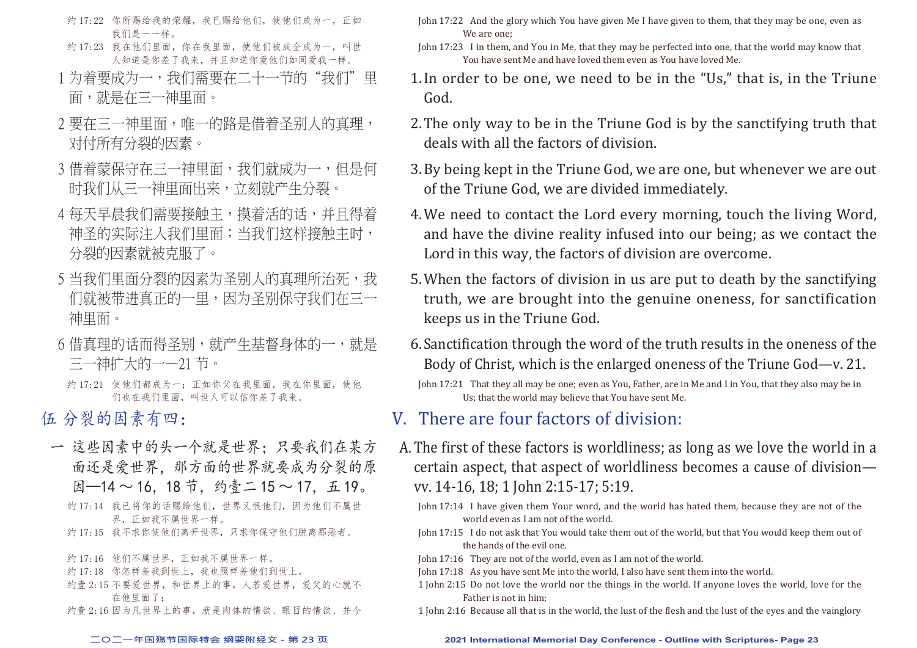约 17:22　你所赐给我的荣耀，我已赐给他们，使他们成为一，正如我们是一一样。

约 17:23　我在他们里面，你在我里面，使他们被成全成为一，叫世人知道是你差了我来，并且知道你爱他们如同爱我一样。

1 为着要成为一，我们需要在二十一节的“我们”里面，就是在三一神里面。

2 要在三一神里面，唯一的路是借着圣别人的真理，对付所有分裂的因素。

3 借着蒙保守在三一神里面，我们就成为一，但是何时我们从三一神里面出来，立刻就产生分裂。

4 每天早晨我们需要接触主，摸着活的话，并且得着神圣的实际注入我们里面；当我们这样接触主时，分裂的因素就被克服了。

5 当我们里面分裂的因素为圣别人的真理所治死，我们就被带进真正的一里，因为圣别保守我们在三一神里面。

6 借真理的话而得圣别，就产生基督身体的一，就是三一神扩大的一—21 节。

约 17:21　使他们都成为一；正如你父在我里面，我在你里面，使他们也在我们里面，叫世人可以信你差了我来。

## 伍 分裂的因素有四：

一 这些因素中的头一个就是世界；只要我们在某方面还是爱世界，那方面的世界就要成为分裂的原因—14～16，18 节，约壹二 15～17，五 19。

约 17:14　我已将你的话赐给他们，世界又恨他们，因为他们不属世界，正如我不属世界一样。

约 17:15　我不求你使他们离开世界，只求你保守他们脱离那恶者。

约 17:16　他们不属世界，正如我不属世界一样。

约 17:18　你怎样差我到世上，我也照样差他们到世上。

约壹 2:15　不要爱世界，和世界上的事。人若爱世界，爱父的心就不在他里面了；

约壹 2:16　因为凡世界上的事，就是肉体的情欲、眼目的情欲、并今

John 17:22　And the glory which You have given Me I have given to them, that they may be one, even as We are one;

John 17:23　I in them, and You in Me, that they may be perfected into one, that the world may know that You have sent Me and have loved them even as You have loved Me.

1. In order to be one, we need to be in the “Us,” that is, in the Triune God.
2. The only way to be in the Triune God is by the sanctifying truth that deals with all the factors of division.
3. By being kept in the Triune God, we are one, but whenever we are out of the Triune God, we are divided immediately.
4. We need to contact the Lord every morning, touch the living Word, and have the divine reality infused into our being; as we contact the Lord in this way, the factors of division are overcome.
5. When the factors of division in us are put to death by the sanctifying truth, we are brought into the genuine oneness, for sanctification keeps us in the Triune God.
6. Sanctification through the word of the truth results in the oneness of the Body of Christ, which is the enlarged oneness of the Triune God—v. 21.

John 17:21　That they all may be one; even as You, Father, are in Me and I in You, that they also may be in Us; that the world may believe that You have sent Me.

## V. There are four factors of division:

A. The first of these factors is worldliness; as long as we love the world in a certain aspect, that aspect of worldliness becomes a cause of division—vv. 14-16, 18; 1 John 2:15-17; 5:19.

John 17:14　I have given them Your word, and the world has hated them, because they are not of the world even as I am not of the world.

John 17:15　I do not ask that You would take them out of the world, but that You would keep them out of the hands of the evil one.

John 17:16　They are not of the world, even as I am not of the world.

John 17:18　As you have sent Me into the world, I also have sent them into the world.

1 John 2:15　Do not love the world or the things in the world. If anyone loves the world, love for the Father is not in him;

1 John 2:16　Because all that is in the world, the lust of the flesh and the lust of the eyes and the vainglory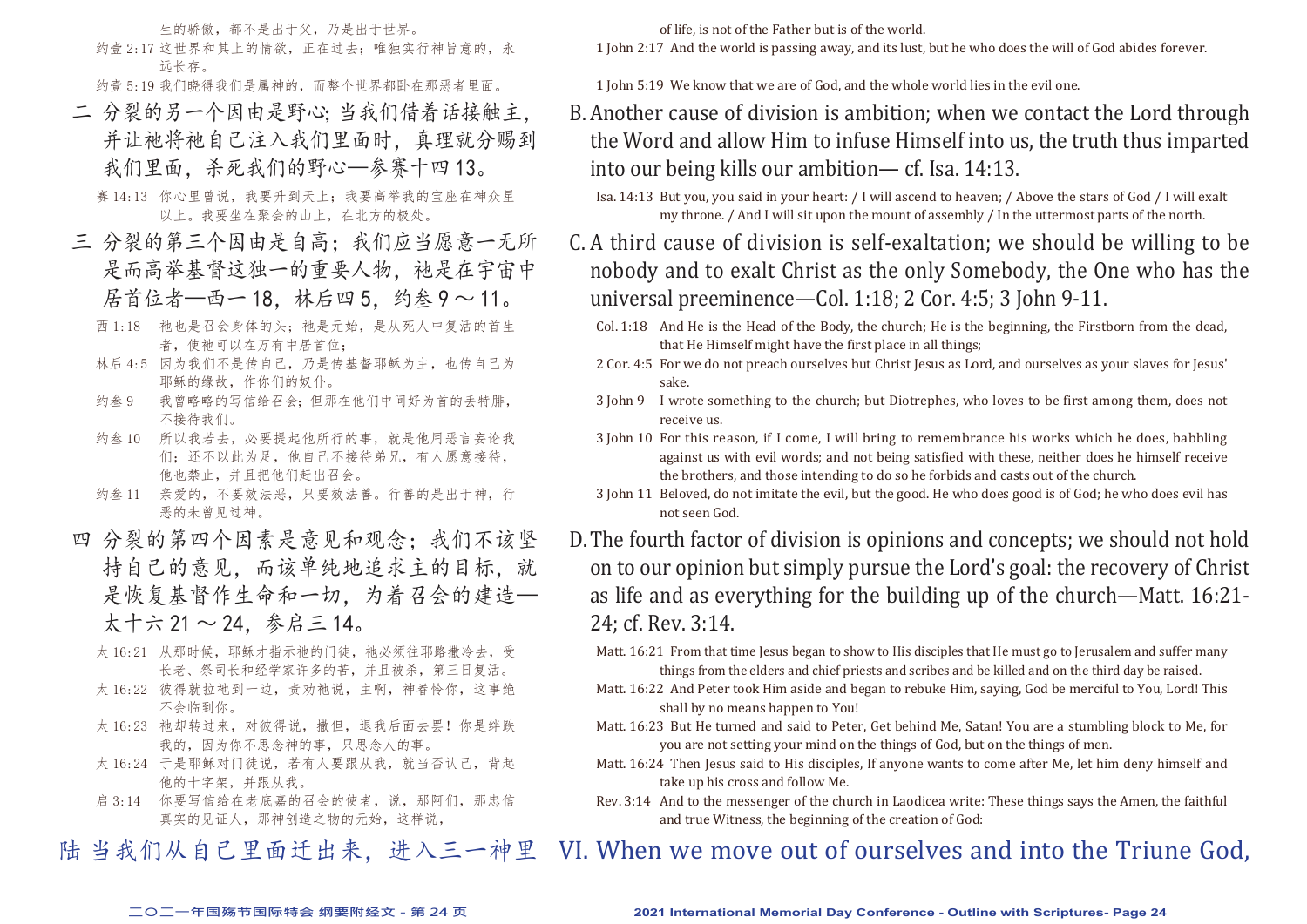生的骄傲，都不是出于父，乃是出于世界。

约壹 2:17 这世界和其上的情欲，正在过去；唯独实行神旨意的，永远长存。

约壹 5:19 我们晓得我们是属神的，而整个世界都卧在那恶者里面。

二 分裂的另一个因由是野心；当我们借着话接触主，并让祂将祂自己注入我们里面时，真理就分赐到我们里面，杀死我们的野心—参赛十四13。

赛 14:13 你心里曾说，我要升到天上；我要高举我的宝座在神众星以上。我要坐在聚会的山上，在北方的极处。

三 分裂的第三个因由是自高；我们应当愿意一无所是而高举基督这独一的重要人物，祂是在宇宙中居首位者—西一18，林后四5，约叁9～11。

西 1:18 祂也是召会身体的头；祂是元始，是从死人中复活的首生者，使祂可以在万有中居首位；

林后 4:5 因为我们不是传自己，乃是传基督耶稣为主，也传自己为耶稣的缘故，作你们的奴仆。

约叁 9 我曾略略的写信给召会；但那在他们中间好为首的丢特腓，不接待我们。

约叁 10 所以我若去，必要提起他所行的事，就是他用恶言妄论我们；还不以此为足，他自己不接待弟兄，有人愿意接待，他也禁止，并且把他们赶出召会。

约叁 11 亲爱的，不要效法恶，只要效法善。行善的是出于神，行恶的未曾见过神。

四 分裂的第四个因素是意见和观念；我们不该坚持自己的意见，而该单纯地追求主的目标，就是恢复基督作生命和一切，为着召会的建造—太十六21～24，参启三14。

太 16:21 从那时候，耶稣才指示祂的门徒，祂必须往耶路撒冷去，受长老、祭司长和经学家许多的苦，并且被杀，第三日复活。

太 16:22 彼得就拉祂到一边，责劝祂说，主啊，神眷怜你，这事绝不会临到你。

太 16:23 祂却转过来，对彼得说，撒但，退我后面去罢！你是绊跌我的，因为你不思念神的事，只思念人的事。

太 16:24 于是耶稣对门徒说，若有人要跟从我，就当否认己，背起他的十字架，并跟从我。

启 3:14 你要写信给在老底嘉的召会的使者，说，那阿们，那忠信真实的见证人，那神创造之物的元始，这样说，

陆 当我们从自己里面迁出来，进入三一神里

of life, is not of the Father but is of the world.

1 John 2:17 And the world is passing away, and its lust, but he who does the will of God abides forever.

1 John 5:19 We know that we are of God, and the whole world lies in the evil one.

B. Another cause of division is ambition; when we contact the Lord through the Word and allow Him to infuse Himself into us, the truth thus imparted into our being kills our ambition— cf. Isa. 14:13.

Isa. 14:13 But you, you said in your heart: / I will ascend to heaven; / Above the stars of God / I will exalt my throne. / And I will sit upon the mount of assembly / In the uttermost parts of the north.

C. A third cause of division is self-exaltation; we should be willing to be nobody and to exalt Christ as the only Somebody, the One who has the universal preeminence—Col. 1:18; 2 Cor. 4:5; 3 John 9-11.

Col. 1:18 And He is the Head of the Body, the church; He is the beginning, the Firstborn from the dead, that He Himself might have the first place in all things;

2 Cor. 4:5 For we do not preach ourselves but Christ Jesus as Lord, and ourselves as your slaves for Jesus' sake.

3 John 9 I wrote something to the church; but Diotrephes, who loves to be first among them, does not receive us.

3 John 10 For this reason, if I come, I will bring to remembrance his works which he does, babbling against us with evil words; and not being satisfied with these, neither does he himself receive the brothers, and those intending to do so he forbids and casts out of the church.

3 John 11 Beloved, do not imitate the evil, but the good. He who does good is of God; he who does evil has not seen God.

D. The fourth factor of division is opinions and concepts; we should not hold on to our opinion but simply pursue the Lord's goal: the recovery of Christ as life and as everything for the building up of the church—Matt. 16:21-24; cf. Rev. 3:14.

Matt. 16:21 From that time Jesus began to show to His disciples that He must go to Jerusalem and suffer many things from the elders and chief priests and scribes and be killed and on the third day be raised.

Matt. 16:22 And Peter took Him aside and began to rebuke Him, saying, God be merciful to You, Lord! This shall by no means happen to You!

Matt. 16:23 But He turned and said to Peter, Get behind Me, Satan! You are a stumbling block to Me, for you are not setting your mind on the things of God, but on the things of men.

Matt. 16:24 Then Jesus said to His disciples, If anyone wants to come after Me, let him deny himself and take up his cross and follow Me.

Rev. 3:14 And to the messenger of the church in Laodicea write: These things says the Amen, the faithful and true Witness, the beginning of the creation of God:

VI. When we move out of ourselves and into the Triune God,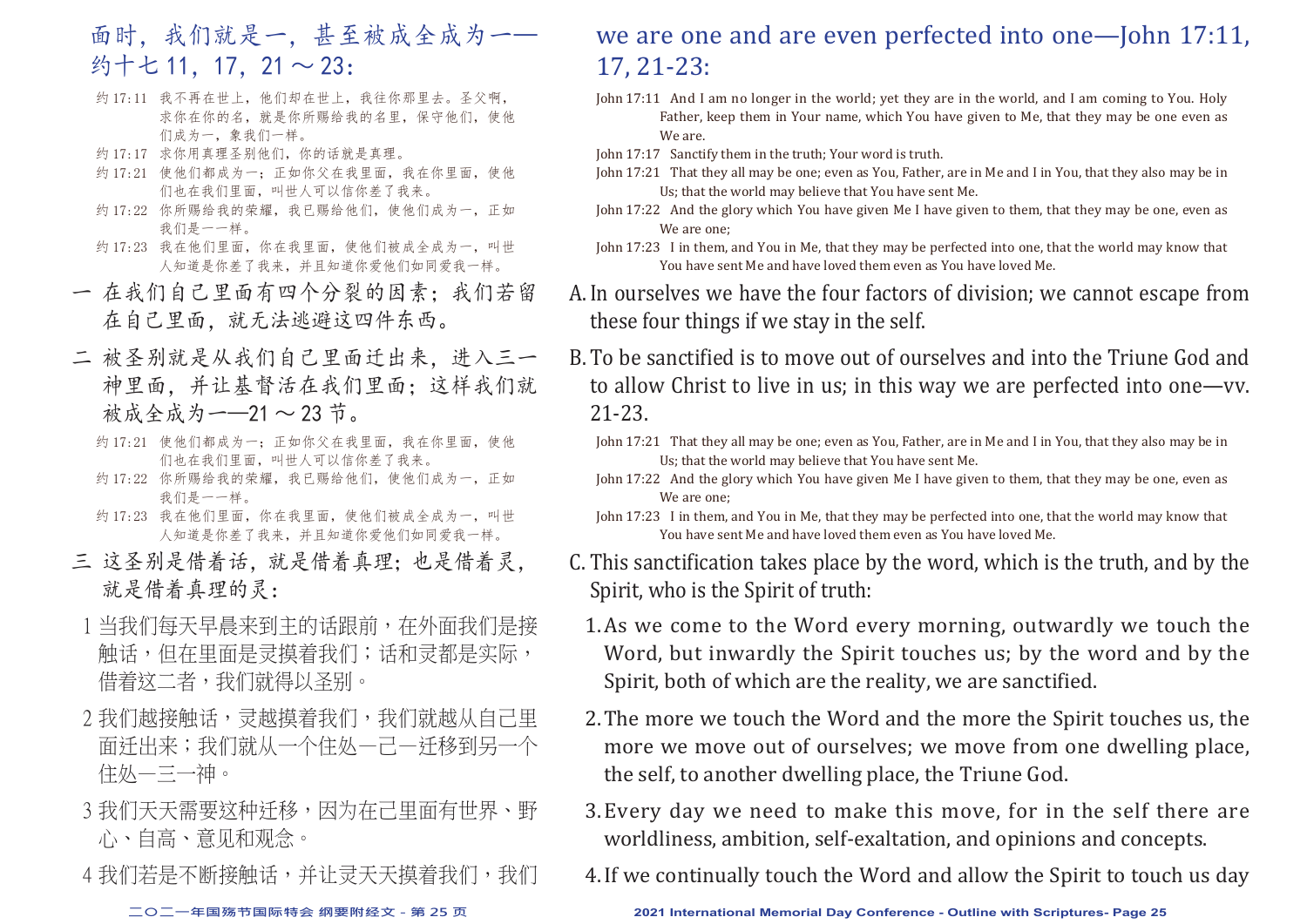面时，我们就是一，甚至被成全成为一——约十七 11，17，21 ～ 23：

约 17:11　我不再在世上，他们却在世上，我往你那里去。圣父啊，求你在你的名，就是你所赐给我的名里，保守他们，使他们成为一，象我们一样。

约 17:17　求你用真理圣别他们，你的话就是真理。

约 17:21　使他们都成为一；正如你父在我里面，我在你里面，使他们也在我们里面，叫世人可以信你差了我来。

约 17:22　你所赐给我的荣耀，我已赐给他们，使他们成为一，正如我们是一一样。

约 17:23　我在他们里面，你在我里面，使他们被成全成为一，叫世人知道是你差了我来，并且知道你爱他们如同爱我一样。

一　在我们自己里面有四个分裂的因素；我们若留在自己里面，就无法逃避这四件东西。

二　被圣别就是从我们自己里面迁出来，进入三一神里面，并让基督活在我们里面；这样我们就被成全成为一——21 ～ 23 节。

约 17:21　使他们都成为一；正如你父在我里面，我在你里面，使他们也在我们里面，叫世人可以信你差了我来。

约 17:22　你所赐给我的荣耀，我已赐给他们，使他们成为一，正如我们是一一样。

约 17:23　我在他们里面，你在我里面，使他们被成全成为一，叫世人知道是你差了我来，并且知道你爱他们如同爱我一样。

三　这圣别是借着话，就是借着真理；也是借着灵，就是借着真理的灵：

1 当我们每天早晨来到主的话跟前，在外面我们是接触话，但在里面是灵摸着我们；话和灵都是实际，借着这二者，我们就得以圣别。

2 我们越接触话，灵越摸着我们，我们就越从自己里面迁出来；我们就从一个住处—己—迁移到另一个住处—三一神。

3 我们天天需要这种迁移，因为在己里面有世界、野心、自高、意见和观念。

4 我们若是不断接触话，并让灵天天摸着我们，我们

we are one and are even perfected into one—John 17:11, 17, 21-23:

John 17:11　And I am no longer in the world; yet they are in the world, and I am coming to You. Holy Father, keep them in Your name, which You have given to Me, that they may be one even as We are.

John 17:17　Sanctify them in the truth; Your word is truth.

John 17:21　That they all may be one; even as You, Father, are in Me and I in You, that they also may be in Us; that the world may believe that You have sent Me.

John 17:22　And the glory which You have given Me I have given to them, that they may be one, even as We are one;

John 17:23　I in them, and You in Me, that they may be perfected into one, that the world may know that You have sent Me and have loved them even as You have loved Me.

A. In ourselves we have the four factors of division; we cannot escape from these four things if we stay in the self.

B. To be sanctified is to move out of ourselves and into the Triune God and to allow Christ to live in us; in this way we are perfected into one—vv. 21-23.

John 17:21　That they all may be one; even as You, Father, are in Me and I in You, that they also may be in Us; that the world may believe that You have sent Me.

John 17:22　And the glory which You have given Me I have given to them, that they may be one, even as We are one;

John 17:23　I in them, and You in Me, that they may be perfected into one, that the world may know that You have sent Me and have loved them even as You have loved Me.

C. This sanctification takes place by the word, which is the truth, and by the Spirit, who is the Spirit of truth:

1. As we come to the Word every morning, outwardly we touch the Word, but inwardly the Spirit touches us; by the word and by the Spirit, both of which are the reality, we are sanctified.

2. The more we touch the Word and the more the Spirit touches us, the more we move out of ourselves; we move from one dwelling place, the self, to another dwelling place, the Triune God.

3. Every day we need to make this move, for in the self there are worldliness, ambition, self-exaltation, and opinions and concepts.

4. If we continually touch the Word and allow the Spirit to touch us day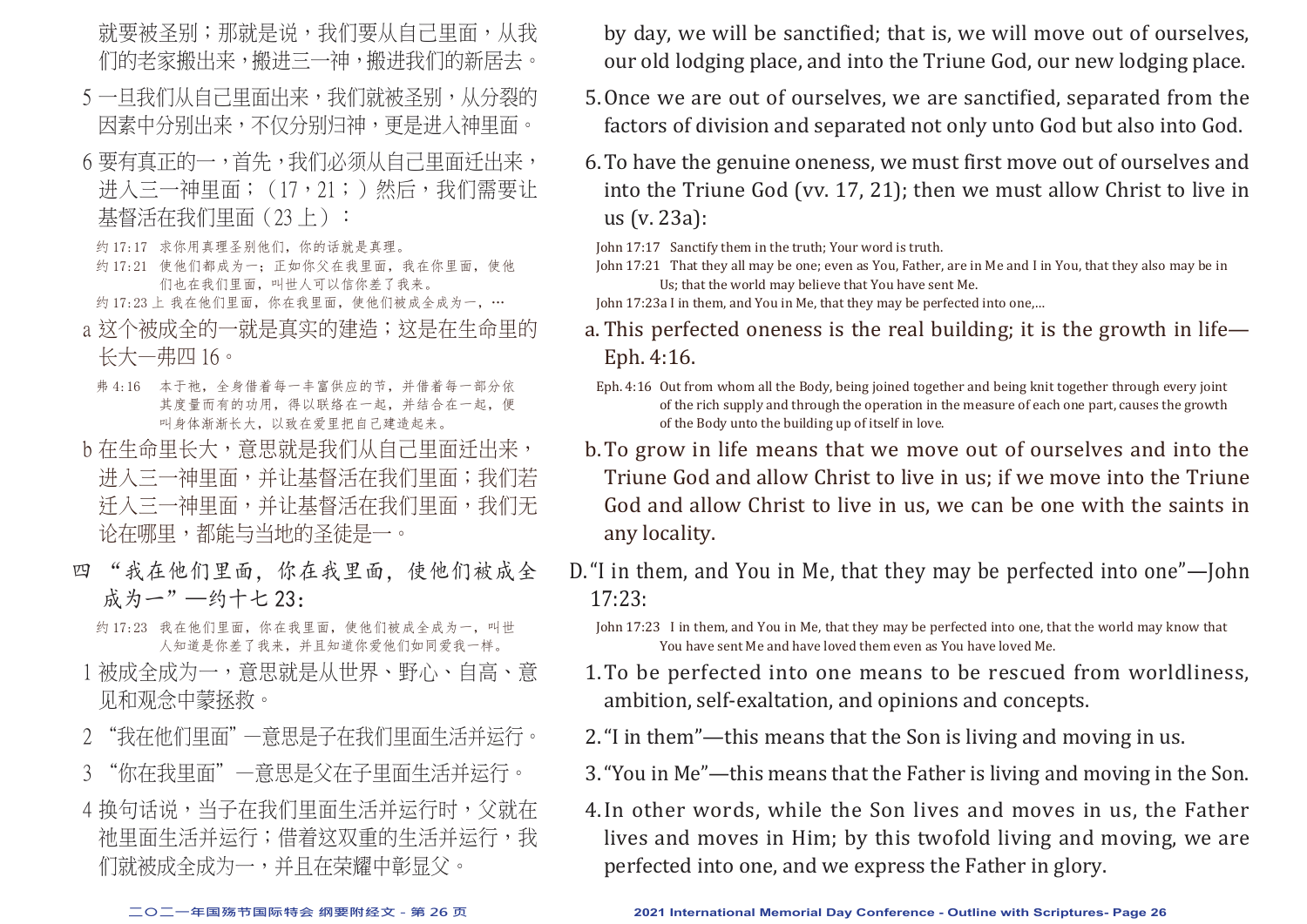就要被圣别；那就是说，我们要从自己里面，从我们的老家搬出来，搬进三一神，搬进我们的新居去。

5 一旦我们从自己里面出来，我们就被圣别，从分裂的因素中分别出来，不仅分别归神，更是进入神里面。

6 要有真正的一，首先，我们必须从自己里面迁出来，进入三一神里面；（17，21；）然后，我们需要让基督活在我们里面（23 上）：

约 17:17 求你用真理圣别他们，你的话就是真理。
约 17:21 使他们都成为一；正如你父在我里面，我在你里面，使他们也在我们里面，叫世人可以信你差了我来。
约 17:23 上 我在他们里面，你在我里面，使他们被成全成为一，…

a 这个被成全的一就是真实的建造；这是在生命里的长大—弗四 16。

弗 4:16 本于祂，全身借着每一丰富供应的节，并借着每一部分依其度量而有的功用，得以联络在一起，并结合在一起，便叫身体渐渐长大，以致在爱里把自己建造起来。

b 在生命里长大，意思就是我们从自己里面迁出来，进入三一神里面，并让基督活在我们里面；我们若迁入三一神里面，并让基督活在我们里面，我们无论在哪里，都能与当地的圣徒是一。

四 “我在他们里面，你在我里面，使他们被成全成为一”—约十七 23：

约 17:23 我在他们里面，你在我里面，使他们被成全成为一，叫世人知道是你差了我来，并且知道你爱他们如同爱我一样。

1 被成全成为一，意思就是从世界、野心、自高、意见和观念中蒙拯救。

2 “我在他们里面”—意思是子在我们里面生活并运行。

3 “你在我里面”—意思是父在子里面生活并运行。

4 换句话说，当子在我们里面生活并运行时，父就在祂里面生活并运行；借着这双重的生活并运行，我们就被成全成为一，并且在荣耀中彰显父。

by day, we will be sanctified; that is, we will move out of ourselves, our old lodging place, and into the Triune God, our new lodging place.

5. Once we are out of ourselves, we are sanctified, separated from the factors of division and separated not only unto God but also into God.

6. To have the genuine oneness, we must first move out of ourselves and into the Triune God (vv. 17, 21); then we must allow Christ to live in us (v. 23a):

John 17:17 Sanctify them in the truth; Your word is truth.
John 17:21 That they all may be one; even as You, Father, are in Me and I in You, that they also may be in Us; that the world may believe that You have sent Me.
John 17:23a I in them, and You in Me, that they may be perfected into one,...

a. This perfected oneness is the real building; it is the growth in life—Eph. 4:16.

Eph. 4:16 Out from whom all the Body, being joined together and being knit together through every joint of the rich supply and through the operation in the measure of each one part, causes the growth of the Body unto the building up of itself in love.

b. To grow in life means that we move out of ourselves and into the Triune God and allow Christ to live in us; if we move into the Triune God and allow Christ to live in us, we can be one with the saints in any locality.

D. “I in them, and You in Me, that they may be perfected into one”—John 17:23:

John 17:23 I in them, and You in Me, that they may be perfected into one, that the world may know that You have sent Me and have loved them even as You have loved Me.

1. To be perfected into one means to be rescued from worldliness, ambition, self-exaltation, and opinions and concepts.

2. “I in them”—this means that the Son is living and moving in us.

3. “You in Me”—this means that the Father is living and moving in the Son.

4. In other words, while the Son lives and moves in us, the Father lives and moves in Him; by this twofold living and moving, we are perfected into one, and we express the Father in glory.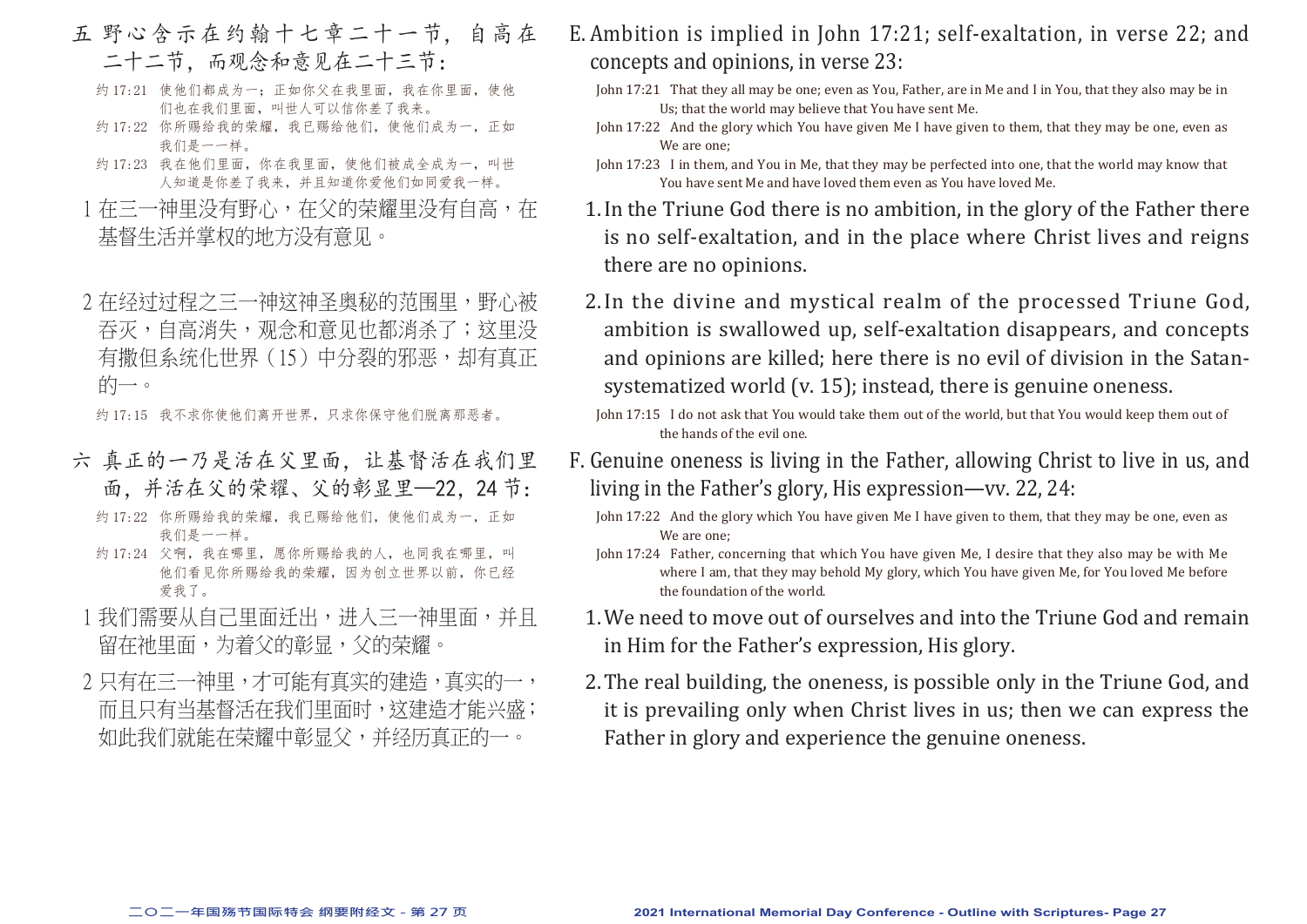五 野心含示在约翰十七章二十一节，自高在二十二节，而观念和意见在二十三节：

约 17:21 使他们都成为一；正如你父在我里面，我在你里面，使他们也在我们里面，叫世人可以信你差了我来。

约 17:22 你所赐给我的荣耀，我已赐给他们，使他们成为一，正如我们是一一样。

约 17:23 我在他们里面，你在我里面，使他们被成全成为一，叫世人知道是你差了我来，并且知道你爱他们如同爱我一样。

1 在三一神里没有野心，在父的荣耀里没有自高，在基督生活并掌权的地方没有意见。

2 在经过过程之三一神这神圣奥秘的范围里，野心被吞灭，自高消失，观念和意见也都消杀了；这里没有撒但系统化世界（15）中分裂的邪恶，却有真正的一。

约 17:15 我不求你使他们离开世界，只求你保守他们脱离那恶者。

六 真正的一乃是活在父里面，让基督活在我们里面，并活在父的荣耀、父的彰显里——22，24节：

约 17:22 你所赐给我的荣耀，我已赐给他们，使他们成为一，正如我们是一一样。

约 17:24 父啊，我在哪里，愿你所赐给我的人，也同我在哪里，叫他们看见你所赐给我的荣耀，因为创立世界以前，你已经爱我了。

1 我们需要从自己里面迁出，进入三一神里面，并且留在祂里面，为着父的彰显，父的荣耀。

2 只有在三一神里，才可能有真实的建造，真实的一，而且只有当基督活在我们里面时，这建造才能兴盛；如此我们就能在荣耀中彰显父，并经历真正的一。

E. Ambition is implied in John 17:21; self-exaltation, in verse 22; and concepts and opinions, in verse 23:

John 17:21 That they all may be one; even as You, Father, are in Me and I in You, that they also may be in Us; that the world may believe that You have sent Me.

John 17:22 And the glory which You have given Me I have given to them, that they may be one, even as We are one;

John 17:23 I in them, and You in Me, that they may be perfected into one, that the world may know that You have sent Me and have loved them even as You have loved Me.

1. In the Triune God there is no ambition, in the glory of the Father there is no self-exaltation, and in the place where Christ lives and reigns there are no opinions.

2. In the divine and mystical realm of the processed Triune God, ambition is swallowed up, self-exaltation disappears, and concepts and opinions are killed; here there is no evil of division in the Satan-systematized world (v. 15); instead, there is genuine oneness.

John 17:15 I do not ask that You would take them out of the world, but that You would keep them out of the hands of the evil one.

F. Genuine oneness is living in the Father, allowing Christ to live in us, and living in the Father's glory, His expression—vv. 22, 24:

John 17:22 And the glory which You have given Me I have given to them, that they may be one, even as We are one;

John 17:24 Father, concerning that which You have given Me, I desire that they also may be with Me where I am, that they may behold My glory, which You have given Me, for You loved Me before the foundation of the world.

1. We need to move out of ourselves and into the Triune God and remain in Him for the Father's expression, His glory.

2. The real building, the oneness, is possible only in the Triune God, and it is prevailing only when Christ lives in us; then we can express the Father in glory and experience the genuine oneness.